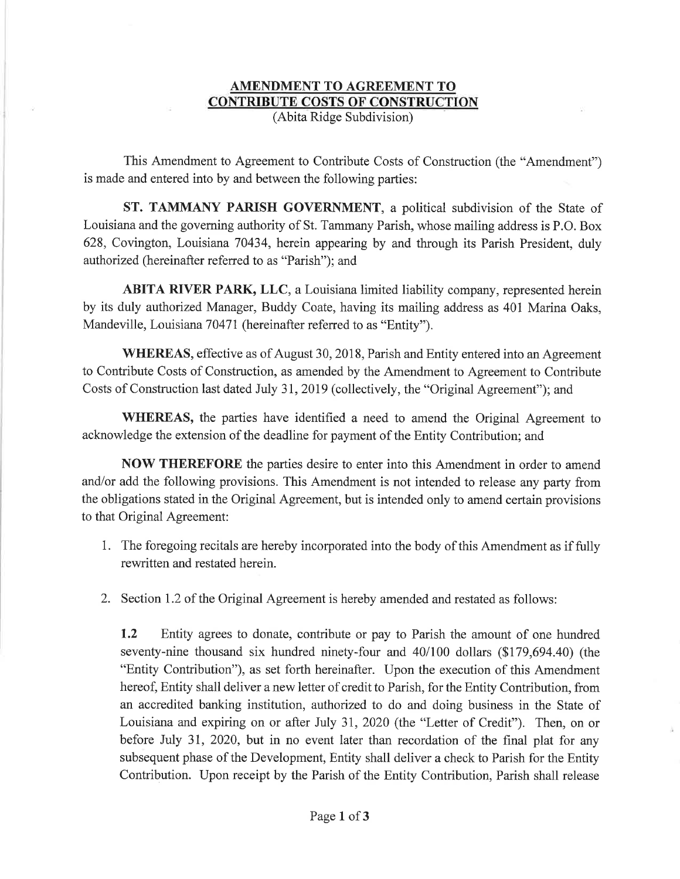# AMENDMENT TO AGREEMENT TO CONTRIBUTE COSTS OF CONSTRUCTION

(Abita Ridge Subdivision)

This Amendment to Agreement to Contribute Costs of Construction (the "Amendment") is made and entered into by and between the following parties:

**ST. TAMMANY PARISH GOVERNMENT**, a political subdivision of the State of Louisiana and the governing authority of St. Tammany Parish, whose mailing address is P.O. Box 628, Covington, Louisiana 70434, herein appearing by and through its Parish President, duly authorized (hereinafter referred to as "Parish"); and

**ABITA RIVER PARK, LLC**, a Louisiana limited liability company, represented herein by its duly authorized Manager, Buddy Coate, having its mailing address as 401 Marina Oaks, Mandeville, Louisiana 70471 (hereinafter referred to as "Entity").

**WHEREAS**, effective as of August 30, 2018, Parish and Entity entered into an Agreement to Contribute Costs of Construction, as amended by the Amendment to Agreement to Contribute Costs of Construction last dated July 31, 2019 (collectively, the "Original Agreement"); and

**WHEREAS,** the parties have identified a need to amend the Original Agreement to acknowledge the extension of the deadline for payment of the Entity Contribution; and

**NOW THEREFORE** the parties desire to enter into this Amendment in order to amend and/or add the following provisions. This Amendment is not intended to release any party from the obligations stated in the Original Agreement, but is intended only to amend certain provisions to that Original Agreement:

1. The foregoing recitals are hereby incorporated into the body of this Amendment as if fully rewritten and restated herein.

2. Section 1.2 of the Original Agreement is hereby amended and restated as follows:

   **1.2** Entity agrees to donate, contribute or pay to Parish the amount of one hundred seventy-nine thousand six hundred ninety-four and 40/100 dollars ($179,694.40) (the "Entity Contribution"), as set forth hereinafter. Upon the execution of this Amendment hereof, Entity shall deliver a new letter of credit to Parish, for the Entity Contribution, from an accredited banking institution, authorized to do and doing business in the State of Louisiana and expiring on or after July 31, 2020 (the "Letter of Credit"). Then, on or before July 31, 2020, but in no event later than recordation of the final plat for any subsequent phase of the Development, Entity shall deliver a check to Parish for the Entity Contribution. Upon receipt by the Parish of the Entity Contribution, Parish shall release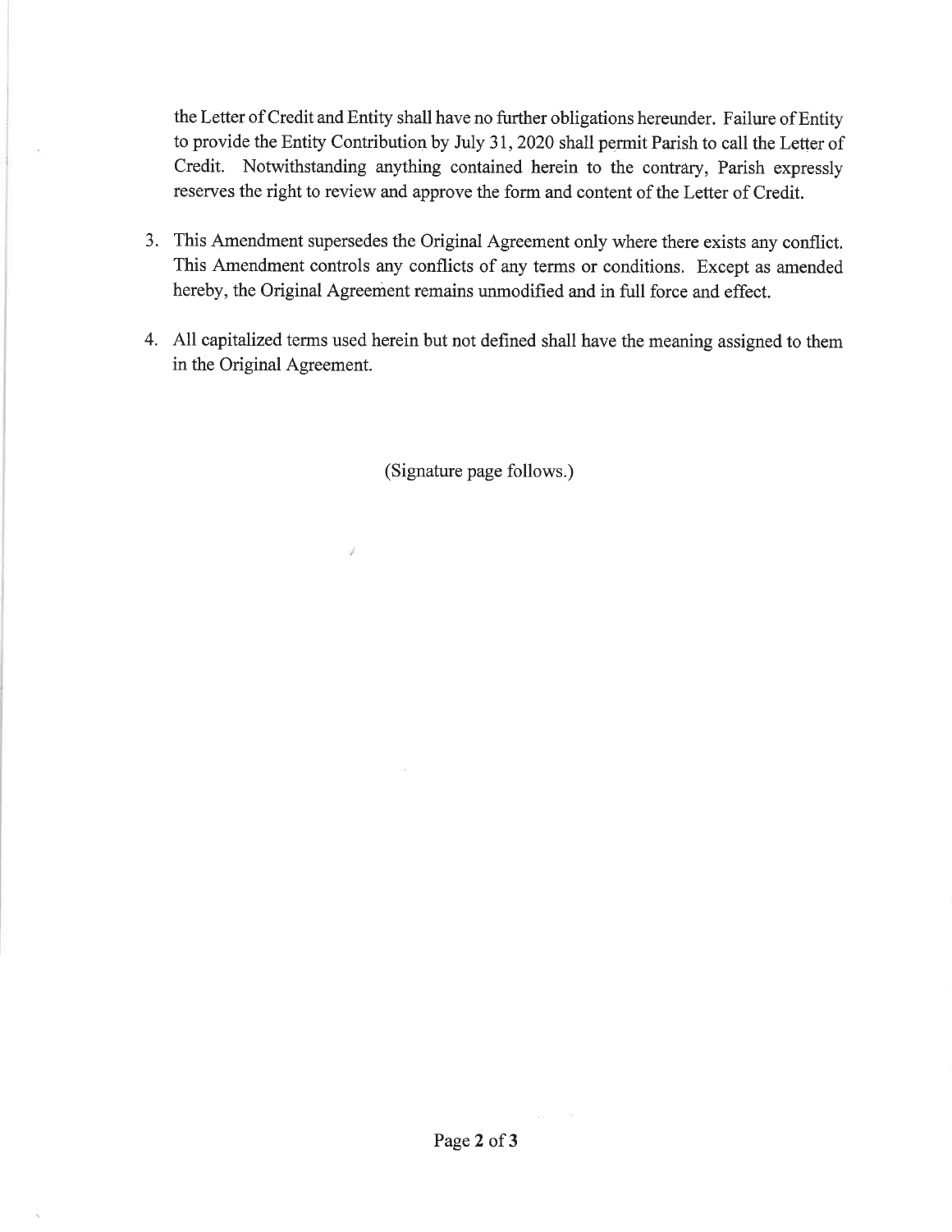the Letter of Credit and Entity shall have no further obligations hereunder. Failure of Entity to provide the Entity Contribution by July 31, 2020 shall permit Parish to call the Letter of Credit. Notwithstanding anything contained herein to the contrary, Parish expressly reserves the right to review and approve the form and content of the Letter of Credit.

3. This Amendment supersedes the Original Agreement only where there exists any conflict. This Amendment controls any conflicts of any terms or conditions. Except as amended hereby, the Original Agreement remains unmodified and in full force and effect.

4. All capitalized terms used herein but not defined shall have the meaning assigned to them in the Original Agreement.

(Signature page follows.)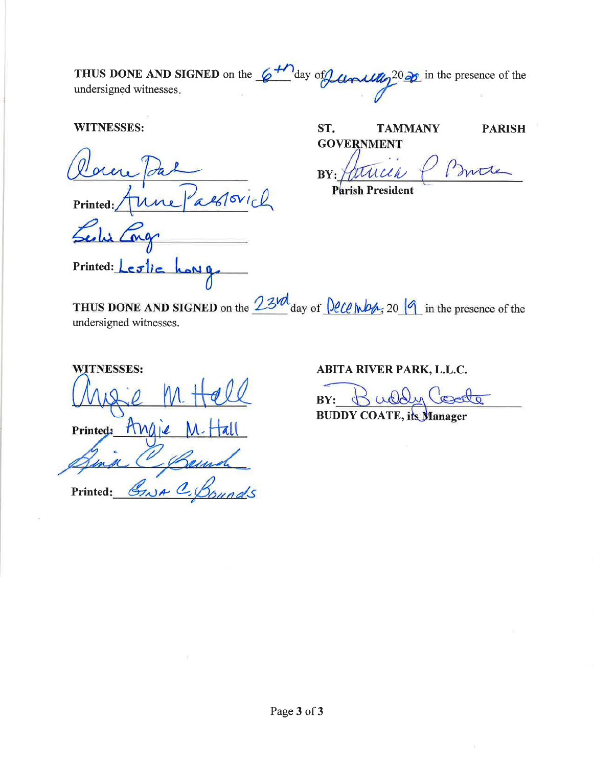**THUS DONE AND SIGNED** on the 6th day of January 2020 in the presence of the undersigned witnesses.

**WITNESSES:**

Printed: Anne Pavlovich

Printed: Leslie Long

**ST. TAMMANY PARISH GOVERNMENT**

BY: Patricia P Brister
**Parish President**

**THUS DONE AND SIGNED** on the 23rd day of December, 2019 in the presence of the undersigned witnesses.

**WITNESSES:**

Printed: Angie M. Hall

Printed: Gina C. Bounds

**ABITA RIVER PARK, L.L.C.**

BY: Buddy Coate
**BUDDY COATE, its Manager**